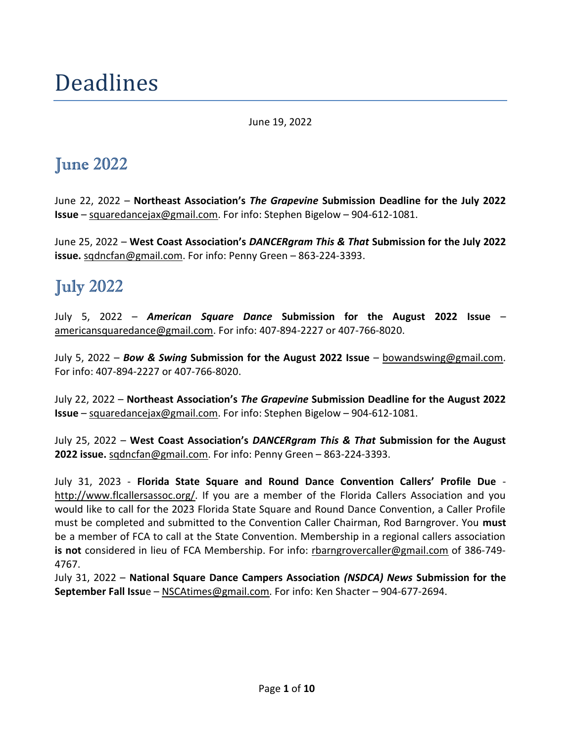# Deadlines

June 19, 2022

## June 2022

June 22, 2022 – **Northeast Association's *The Grapevine* Submission Deadline for the July 2022 Issue** – squaredancejax@gmail.com. For info: Stephen Bigelow – 904-612-1081.

June 25, 2022 – **West Coast Association's *DANCERgram This & That* Submission for the July 2022 issue.** sqdncfan@gmail.com. For info: Penny Green – 863-224-3393.

## July 2022

July 5, 2022 – ***American Square Dance* Submission for the August 2022 Issue** – americansquaredance@gmail.com. For info: 407-894-2227 or 407-766-8020.

July 5, 2022 – ***Bow & Swing* Submission for the August 2022 Issue** – bowandswing@gmail.com. For info: 407-894-2227 or 407-766-8020.

July 22, 2022 – **Northeast Association's *The Grapevine* Submission Deadline for the August 2022 Issue** – squaredancejax@gmail.com. For info: Stephen Bigelow – 904-612-1081.

July 25, 2022 – **West Coast Association's *DANCERgram This & That* Submission for the August 2022 issue.** sqdncfan@gmail.com. For info: Penny Green – 863-224-3393.

July 31, 2023 - **Florida State Square and Round Dance Convention Callers' Profile Due** - http://www.flcallersassoc.org/. If you are a member of the Florida Callers Association and you would like to call for the 2023 Florida State Square and Round Dance Convention, a Caller Profile must be completed and submitted to the Convention Caller Chairman, Rod Barngrover. You **must** be a member of FCA to call at the State Convention. Membership in a regional callers association **is not** considered in lieu of FCA Membership. For info: rbarngrovercaller@gmail.com of 386-749-4767.

July 31, 2022 – **National Square Dance Campers Association *(NSDCA) News* Submission for the September Fall Issu**e – NSCAtimes@gmail.com. For info: Ken Shacter – 904-677-2694.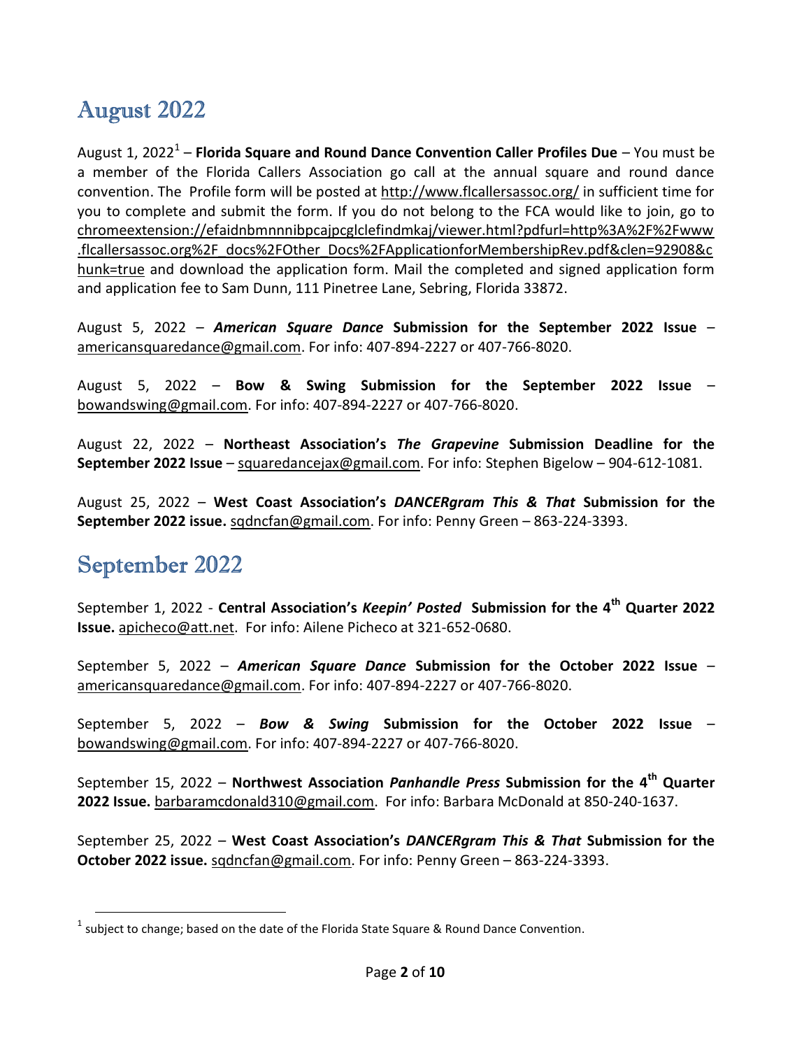## August 2022

August 1, 2022[1] – **Florida Square and Round Dance Convention Caller Profiles Due** – You must be a member of the Florida Callers Association go call at the annual square and round dance convention. The Profile form will be posted at http://www.flcallersassoc.org/ in sufficient time for you to complete and submit the form. If you do not belong to the FCA would like to join, go to chromeextension://efaidnbmnnnibpcajpcglclefindmkaj/viewer.html?pdfurl=http%3A%2F%2Fwww.flcallersassoc.org%2F_docs%2FOther_Docs%2FApplicationforMembershipRev.pdf&clen=92908&chunk=true and download the application form. Mail the completed and signed application form and application fee to Sam Dunn, 111 Pinetree Lane, Sebring, Florida 33872.

August 5, 2022 – ***American Square Dance*** **Submission for the September 2022 Issue** – americansquaredance@gmail.com. For info: 407-894-2227 or 407-766-8020.

August 5, 2022 – **Bow & Swing Submission for the September 2022 Issue** – bowandswing@gmail.com. For info: 407-894-2227 or 407-766-8020.

August 22, 2022 – **Northeast Association's *The Grapevine* Submission Deadline for the September 2022 Issue** – squaredancejax@gmail.com. For info: Stephen Bigelow – 904-612-1081.

August 25, 2022 – **West Coast Association's *DANCERgram This & That* Submission for the September 2022 issue.** sqdncfan@gmail.com. For info: Penny Green – 863-224-3393.

## September 2022

September 1, 2022 - **Central Association's *Keepin' Posted* Submission for the 4th Quarter 2022 Issue.** apicheco@att.net. For info: Ailene Picheco at 321-652-0680.

September 5, 2022 – ***American Square Dance*** **Submission for the October 2022 Issue** – americansquaredance@gmail.com. For info: 407-894-2227 or 407-766-8020.

September 5, 2022 – ***Bow & Swing*** **Submission for the October 2022 Issue** – bowandswing@gmail.com. For info: 407-894-2227 or 407-766-8020.

September 15, 2022 – **Northwest Association *Panhandle Press* Submission for the 4th Quarter 2022 Issue.** barbaramcdonald310@gmail.com. For info: Barbara McDonald at 850-240-1637.

September 25, 2022 – **West Coast Association's *DANCERgram This & That* Submission for the October 2022 issue.** sqdncfan@gmail.com. For info: Penny Green – 863-224-3393.

[1] subject to change; based on the date of the Florida State Square & Round Dance Convention.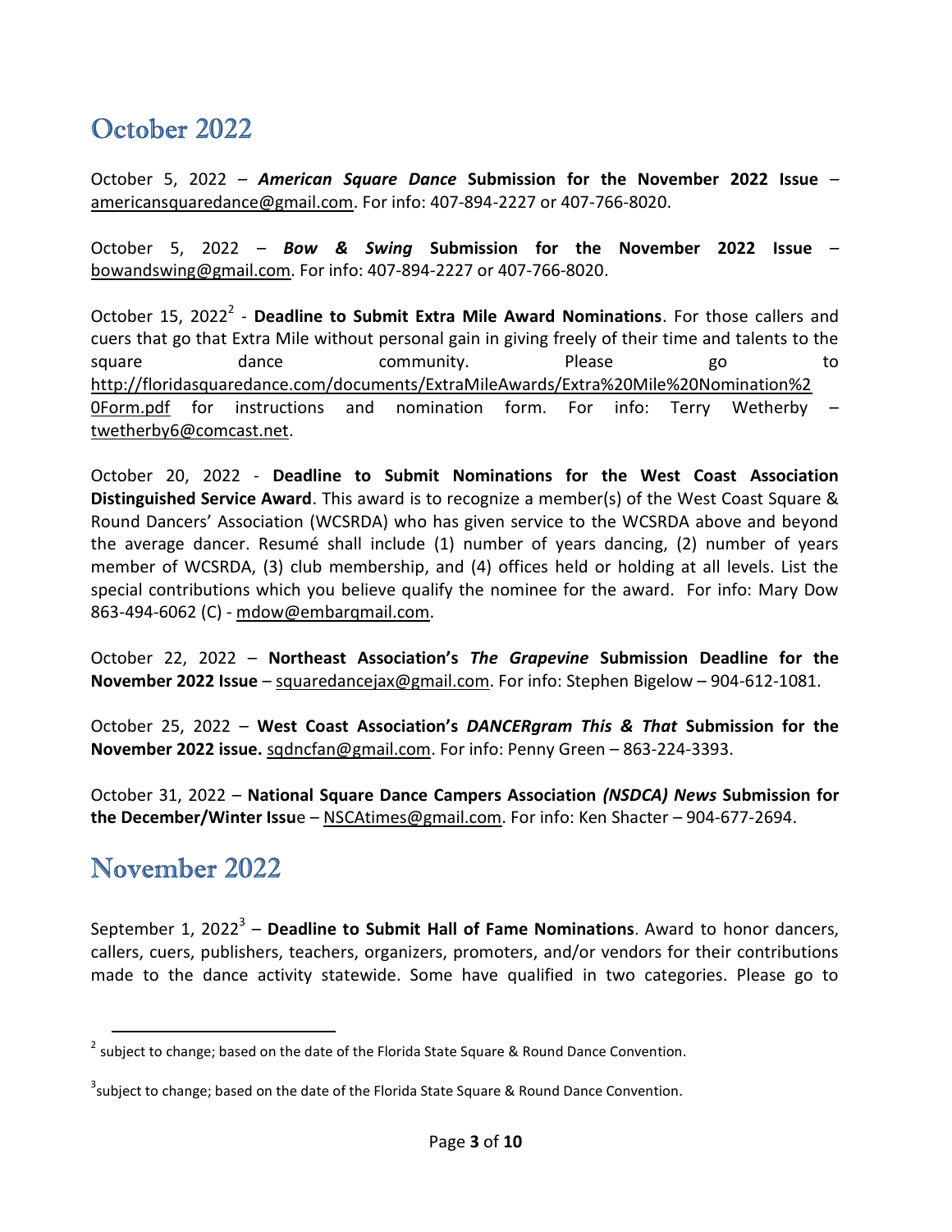## October 2022

October 5, 2022 – ***American Square Dance*** **Submission for the November 2022 Issue** – americansquaredance@gmail.com. For info: 407-894-2227 or 407-766-8020.

October 5, 2022 – ***Bow & Swing*** **Submission for the November 2022 Issue** – bowandswing@gmail.com. For info: 407-894-2227 or 407-766-8020.

October 15, 2022[2] - **Deadline to Submit Extra Mile Award Nominations**. For those callers and cuers that go that Extra Mile without personal gain in giving freely of their time and talents to the square dance community. Please go to http://floridasquaredance.com/documents/ExtraMileAwards/Extra%20Mile%20Nomination%20Form.pdf for instructions and nomination form. For info: Terry Wetherby – twetherby6@comcast.net.

October 20, 2022 - **Deadline to Submit Nominations for the West Coast Association Distinguished Service Award**. This award is to recognize a member(s) of the West Coast Square & Round Dancers' Association (WCSRDA) who has given service to the WCSRDA above and beyond the average dancer. Resumé shall include (1) number of years dancing, (2) number of years member of WCSRDA, (3) club membership, and (4) offices held or holding at all levels. List the special contributions which you believe qualify the nominee for the award. For info: Mary Dow 863-494-6062 (C) - mdow@embarqmail.com.

October 22, 2022 – **Northeast Association's *The Grapevine* Submission Deadline for the November 2022 Issue** – squaredancejax@gmail.com. For info: Stephen Bigelow – 904-612-1081.

October 25, 2022 – **West Coast Association's *DANCERgram This & That* Submission for the November 2022 issue.** sqdncfan@gmail.com. For info: Penny Green – 863-224-3393.

October 31, 2022 – **National Square Dance Campers Association *(NSDCA) News* Submission for the December/Winter Issu**e – NSCAtimes@gmail.com. For info: Ken Shacter – 904-677-2694.

## November 2022

September 1, 2022[3] – **Deadline to Submit Hall of Fame Nominations**. Award to honor dancers, callers, cuers, publishers, teachers, organizers, promoters, and/or vendors for their contributions made to the dance activity statewide. Some have qualified in two categories. Please go to

---

[2] subject to change; based on the date of the Florida State Square & Round Dance Convention.

[3] subject to change; based on the date of the Florida State Square & Round Dance Convention.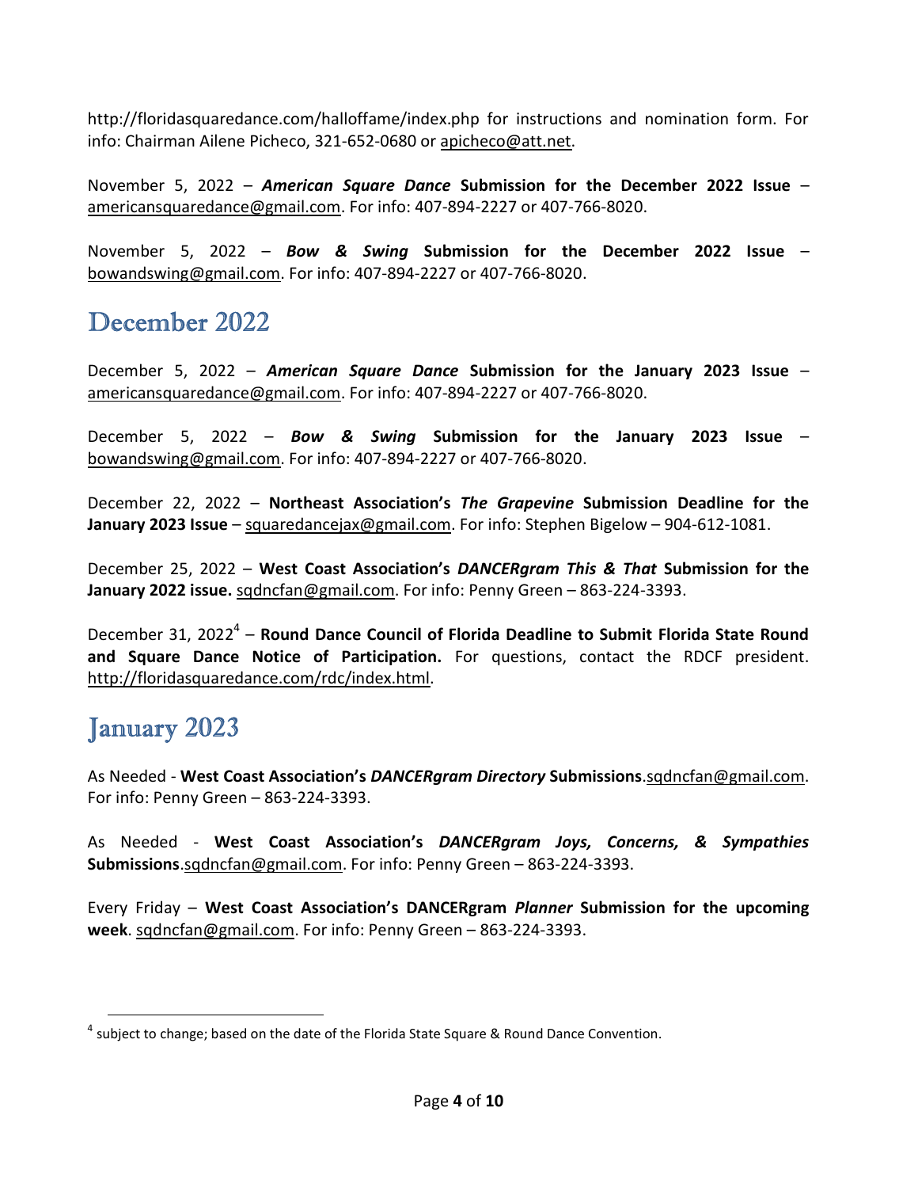http://floridasquaredance.com/halloffame/index.php for instructions and nomination form. For info: Chairman Ailene Picheco, 321-652-0680 or apicheco@att.net.

November 5, 2022 – ***American Square Dance*** **Submission for the December 2022 Issue** – americansquaredance@gmail.com. For info: 407-894-2227 or 407-766-8020.

November 5, 2022 – ***Bow & Swing*** **Submission for the December 2022 Issue** – bowandswing@gmail.com. For info: 407-894-2227 or 407-766-8020.

## December 2022

December 5, 2022 – ***American Square Dance*** **Submission for the January 2023 Issue** – americansquaredance@gmail.com. For info: 407-894-2227 or 407-766-8020.

December 5, 2022 – ***Bow & Swing*** **Submission for the January 2023 Issue** – bowandswing@gmail.com. For info: 407-894-2227 or 407-766-8020.

December 22, 2022 – **Northeast Association's *The Grapevine* Submission Deadline for the January 2023 Issue** – squaredancejax@gmail.com. For info: Stephen Bigelow – 904-612-1081.

December 25, 2022 – **West Coast Association's *DANCERgram This & That* Submission for the January 2022 issue.** sqdncfan@gmail.com. For info: Penny Green – 863-224-3393.

December 31, 2022[4] – **Round Dance Council of Florida Deadline to Submit Florida State Round and Square Dance Notice of Participation.** For questions, contact the RDCF president. http://floridasquaredance.com/rdc/index.html.

## January 2023

As Needed - **West Coast Association's *DANCERgram Directory* Submissions**.sqdncfan@gmail.com. For info: Penny Green – 863-224-3393.

As Needed - **West Coast Association's *DANCERgram Joys, Concerns, & Sympathies* Submissions**.sqdncfan@gmail.com. For info: Penny Green – 863-224-3393.

Every Friday – **West Coast Association's DANCERgram *Planner* Submission for the upcoming week**. sqdncfan@gmail.com. For info: Penny Green – 863-224-3393.

[4] subject to change; based on the date of the Florida State Square & Round Dance Convention.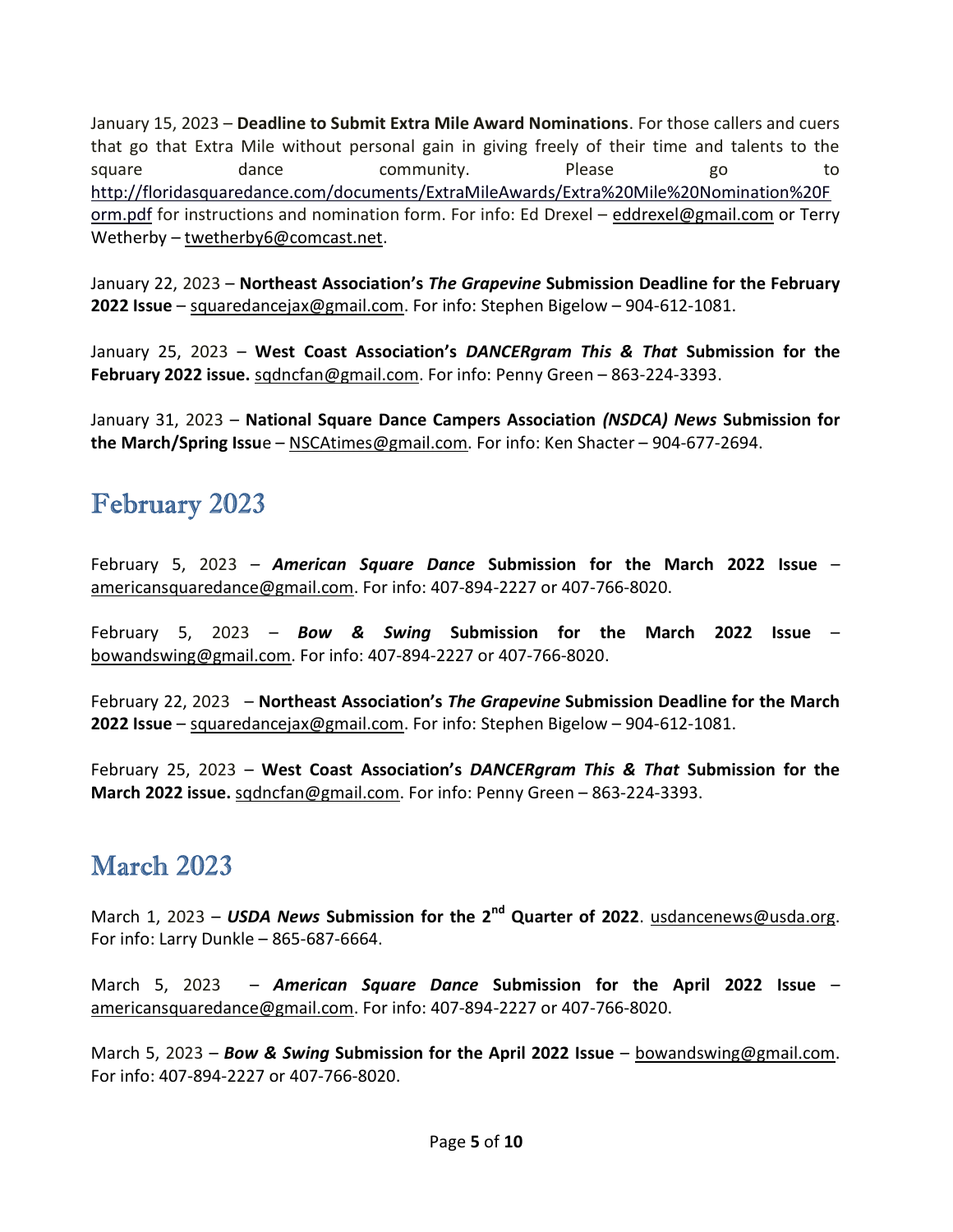January 15, 2023 – **Deadline to Submit Extra Mile Award Nominations**. For those callers and cuers that go that Extra Mile without personal gain in giving freely of their time and talents to the square dance community. Please go to http://floridasquaredance.com/documents/ExtraMileAwards/Extra%20Mile%20Nomination%20Form.pdf for instructions and nomination form. For info: Ed Drexel – eddrexel@gmail.com or Terry Wetherby – twetherby6@comcast.net.

January 22, 2023 – **Northeast Association's *The Grapevine* Submission Deadline for the February 2022 Issue** – squaredancejax@gmail.com. For info: Stephen Bigelow – 904-612-1081.

January 25, 2023 – **West Coast Association's *DANCERgram This & That* Submission for the February 2022 issue.** sqdncfan@gmail.com. For info: Penny Green – 863-224-3393.

January 31, 2023 – **National Square Dance Campers Association *(NSDCA) News* Submission for the March/Spring Issu**e – NSCAtimes@gmail.com. For info: Ken Shacter – 904-677-2694.

## February 2023

February 5, 2023 – ***American Square Dance* Submission for the March 2022 Issue** – americansquaredance@gmail.com. For info: 407-894-2227 or 407-766-8020.

February 5, 2023 – ***Bow & Swing* Submission for the March 2022 Issue** – bowandswing@gmail.com. For info: 407-894-2227 or 407-766-8020.

February 22, 2023 – **Northeast Association's *The Grapevine* Submission Deadline for the March 2022 Issue** – squaredancejax@gmail.com. For info: Stephen Bigelow – 904-612-1081.

February 25, 2023 – **West Coast Association's *DANCERgram This & That* Submission for the March 2022 issue.** sqdncfan@gmail.com. For info: Penny Green – 863-224-3393.

## March 2023

March 1, 2023 – ***USDA News* Submission for the 2nd Quarter of 2022**. usdancenews@usda.org. For info: Larry Dunkle – 865-687-6664.

March 5, 2023 – ***American Square Dance* Submission for the April 2022 Issue** – americansquaredance@gmail.com. For info: 407-894-2227 or 407-766-8020.

March 5, 2023 – ***Bow & Swing* Submission for the April 2022 Issue** – bowandswing@gmail.com. For info: 407-894-2227 or 407-766-8020.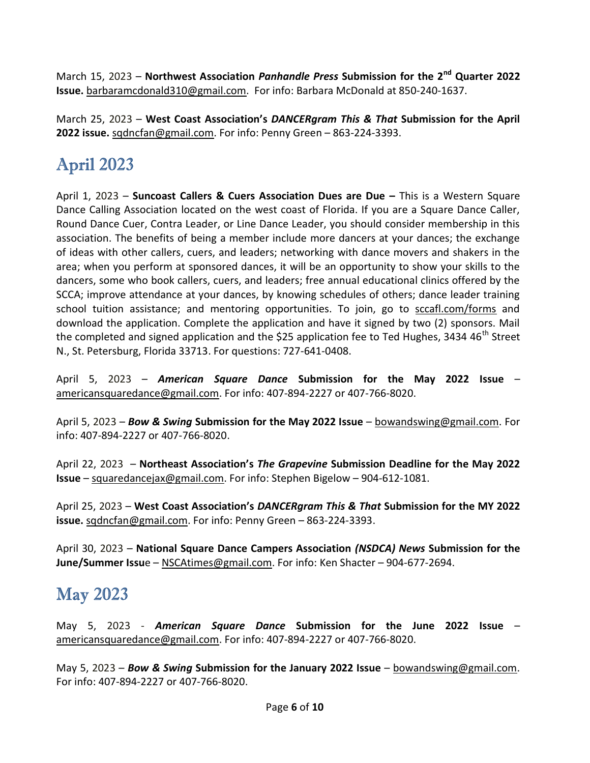March 15, 2023 – **Northwest Association *Panhandle Press* Submission for the 2nd Quarter 2022 Issue.** barbaramcdonald310@gmail.com. For info: Barbara McDonald at 850-240-1637.

March 25, 2023 – **West Coast Association's *DANCERgram This & That* Submission for the April 2022 issue.** sqdncfan@gmail.com. For info: Penny Green – 863-224-3393.

## April 2023

April 1, 2023 – **Suncoast Callers & Cuers Association Dues are Due –** This is a Western Square Dance Calling Association located on the west coast of Florida. If you are a Square Dance Caller, Round Dance Cuer, Contra Leader, or Line Dance Leader, you should consider membership in this association. The benefits of being a member include more dancers at your dances; the exchange of ideas with other callers, cuers, and leaders; networking with dance movers and shakers in the area; when you perform at sponsored dances, it will be an opportunity to show your skills to the dancers, some who book callers, cuers, and leaders; free annual educational clinics offered by the SCCA; improve attendance at your dances, by knowing schedules of others; dance leader training school tuition assistance; and mentoring opportunities. To join, go to sccafl.com/forms and download the application. Complete the application and have it signed by two (2) sponsors. Mail the completed and signed application and the $25 application fee to Ted Hughes, 3434 46th Street N., St. Petersburg, Florida 33713. For questions: 727-641-0408.

April 5, 2023 – ***American Square Dance* Submission for the May 2022 Issue** – americansquaredance@gmail.com. For info: 407-894-2227 or 407-766-8020.

April 5, 2023 – ***Bow & Swing* Submission for the May 2022 Issue** – bowandswing@gmail.com. For info: 407-894-2227 or 407-766-8020.

April 22, 2023 – **Northeast Association's *The Grapevine* Submission Deadline for the May 2022 Issue** – squaredancejax@gmail.com. For info: Stephen Bigelow – 904-612-1081.

April 25, 2023 – **West Coast Association's *DANCERgram This & That* Submission for the MY 2022 issue.** sqdncfan@gmail.com. For info: Penny Green – 863-224-3393.

April 30, 2023 – **National Square Dance Campers Association *(NSDCA) News* Submission for the June/Summer Issu**e – NSCAtimes@gmail.com. For info: Ken Shacter – 904-677-2694.

## May 2023

May 5, 2023 - ***American Square Dance* Submission for the June 2022 Issue** – americansquaredance@gmail.com. For info: 407-894-2227 or 407-766-8020.

May 5, 2023 – ***Bow & Swing* Submission for the January 2022 Issue** – bowandswing@gmail.com. For info: 407-894-2227 or 407-766-8020.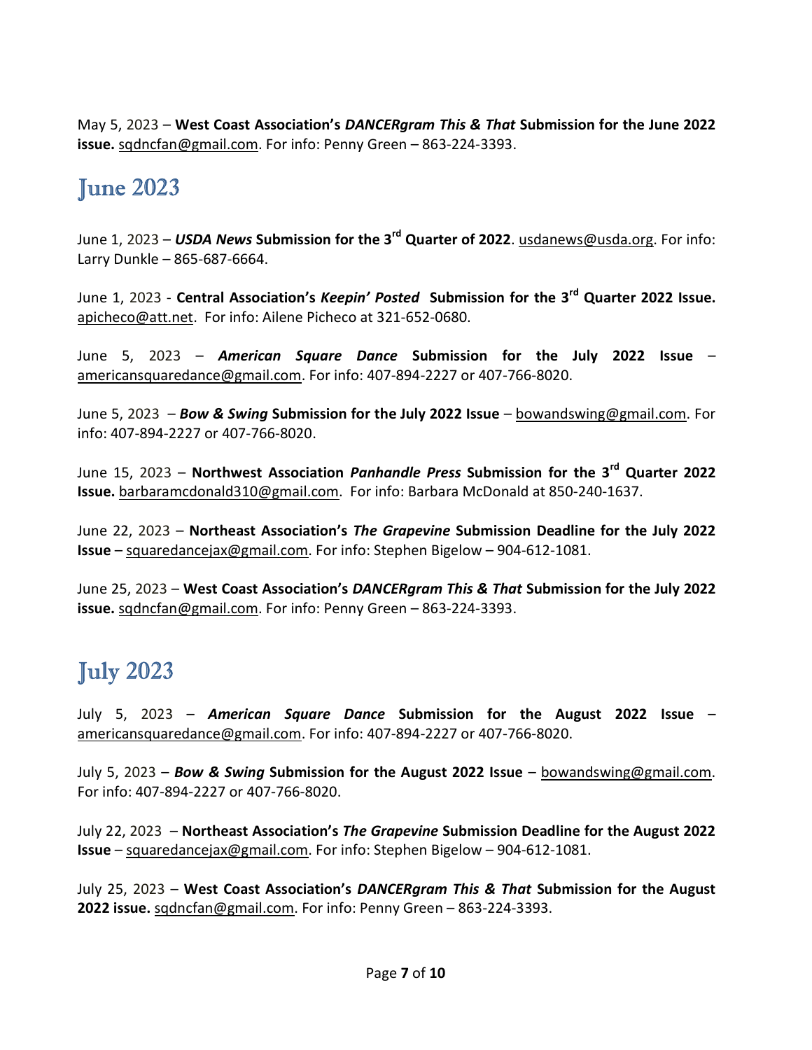May 5, 2023 – **West Coast Association's *DANCERgram This & That* Submission for the June 2022 issue.** sqdncfan@gmail.com. For info: Penny Green – 863-224-3393.

## June 2023

June 1, 2023 – ***USDA News* Submission for the 3rd Quarter of 2022**. usdanews@usda.org. For info: Larry Dunkle – 865-687-6664.

June 1, 2023 - **Central Association's *Keepin' Posted* Submission for the 3rd Quarter 2022 Issue.** apicheco@att.net. For info: Ailene Picheco at 321-652-0680.

June 5, 2023 – ***American Square Dance* Submission for the July 2022 Issue** – americansquaredance@gmail.com. For info: 407-894-2227 or 407-766-8020.

June 5, 2023 – ***Bow & Swing* Submission for the July 2022 Issue** – bowandswing@gmail.com. For info: 407-894-2227 or 407-766-8020.

June 15, 2023 – **Northwest Association *Panhandle Press* Submission for the 3rd Quarter 2022 Issue.** barbaramcdonald310@gmail.com. For info: Barbara McDonald at 850-240-1637.

June 22, 2023 – **Northeast Association's *The Grapevine* Submission Deadline for the July 2022 Issue** – squaredancejax@gmail.com. For info: Stephen Bigelow – 904-612-1081.

June 25, 2023 – **West Coast Association's *DANCERgram This & That* Submission for the July 2022 issue.** sqdncfan@gmail.com. For info: Penny Green – 863-224-3393.

## July 2023

July 5, 2023 – ***American Square Dance* Submission for the August 2022 Issue** – americansquaredance@gmail.com. For info: 407-894-2227 or 407-766-8020.

July 5, 2023 – ***Bow & Swing* Submission for the August 2022 Issue** – bowandswing@gmail.com. For info: 407-894-2227 or 407-766-8020.

July 22, 2023 – **Northeast Association's *The Grapevine* Submission Deadline for the August 2022 Issue** – squaredancejax@gmail.com. For info: Stephen Bigelow – 904-612-1081.

July 25, 2023 – **West Coast Association's *DANCERgram This & That* Submission for the August 2022 issue.** sqdncfan@gmail.com. For info: Penny Green – 863-224-3393.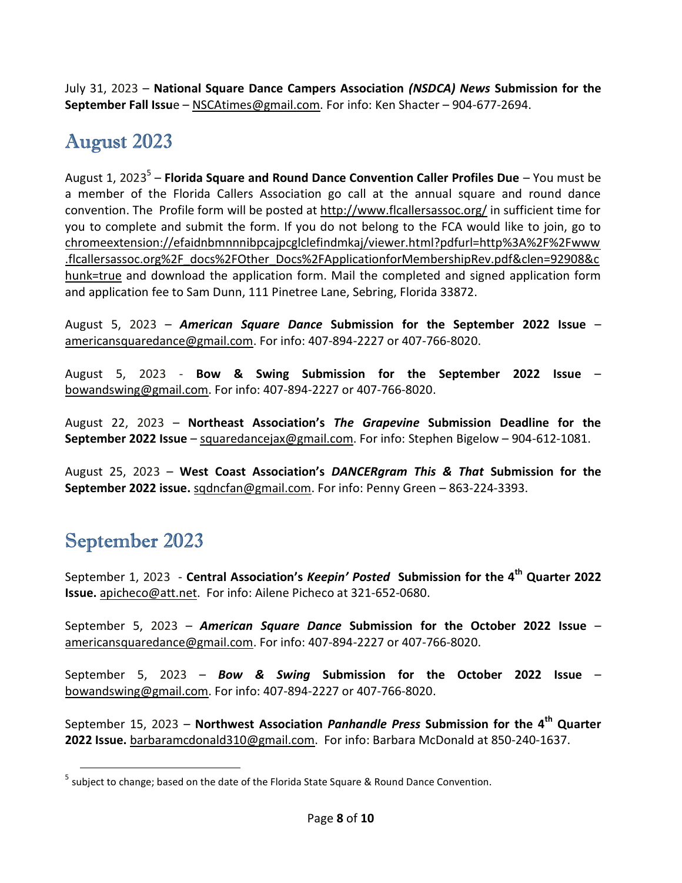July 31, 2023 – **National Square Dance Campers Association *(NSDCA) News* Submission for the September Fall Issu**e – NSCAtimes@gmail.com. For info: Ken Shacter – 904-677-2694.

## August 2023

August 1, 2023[5] – **Florida Square and Round Dance Convention Caller Profiles Due** – You must be a member of the Florida Callers Association go call at the annual square and round dance convention. The Profile form will be posted at http://www.flcallersassoc.org/ in sufficient time for you to complete and submit the form. If you do not belong to the FCA would like to join, go to chromeextension://efaidnbmnnnibpcajpcglclefindmkaj/viewer.html?pdfurl=http%3A%2F%2Fwww.flcallersassoc.org%2F_docs%2FOther_Docs%2FApplicationforMembershipRev.pdf&clen=92908&chunk=true and download the application form. Mail the completed and signed application form and application fee to Sam Dunn, 111 Pinetree Lane, Sebring, Florida 33872.

August 5, 2023 – ***American Square Dance* Submission for the September 2022 Issue** – americansquaredance@gmail.com. For info: 407-894-2227 or 407-766-8020.

August 5, 2023 - **Bow & Swing Submission for the September 2022 Issue** – bowandswing@gmail.com. For info: 407-894-2227 or 407-766-8020.

August 22, 2023 – **Northeast Association's *The Grapevine* Submission Deadline for the September 2022 Issue** – squaredancejax@gmail.com. For info: Stephen Bigelow – 904-612-1081.

August 25, 2023 – **West Coast Association's *DANCERgram This & That* Submission for the September 2022 issue.** sqdncfan@gmail.com. For info: Penny Green – 863-224-3393.

## September 2023

September 1, 2023 - **Central Association's *Keepin' Posted* Submission for the 4th Quarter 2022 Issue.** apicheco@att.net. For info: Ailene Picheco at 321-652-0680.

September 5, 2023 – ***American Square Dance* Submission for the October 2022 Issue** – americansquaredance@gmail.com. For info: 407-894-2227 or 407-766-8020.

September 5, 2023 – ***Bow & Swing* Submission for the October 2022 Issue** – bowandswing@gmail.com. For info: 407-894-2227 or 407-766-8020.

September 15, 2023 – **Northwest Association *Panhandle Press* Submission for the 4th Quarter 2022 Issue.** barbaramcdonald310@gmail.com. For info: Barbara McDonald at 850-240-1637.

---

[5] subject to change; based on the date of the Florida State Square & Round Dance Convention.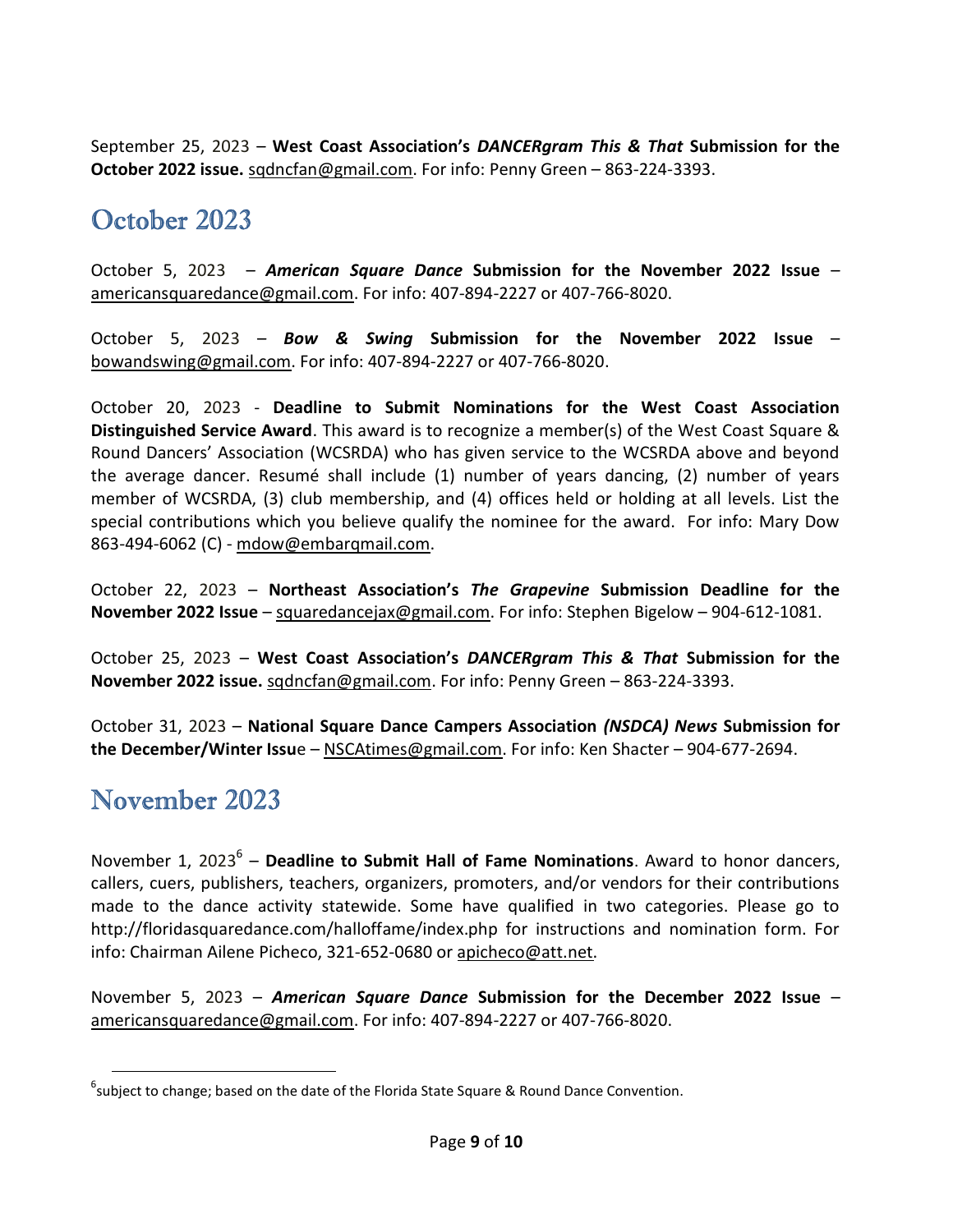September 25, 2023 – **West Coast Association's *DANCERgram This & That* Submission for the October 2022 issue.** sqdncfan@gmail.com. For info: Penny Green – 863-224-3393.

## October 2023

October 5, 2023 – ***American Square Dance* Submission for the November 2022 Issue** – americansquaredance@gmail.com. For info: 407-894-2227 or 407-766-8020.

October 5, 2023 – ***Bow & Swing* Submission for the November 2022 Issue** – bowandswing@gmail.com. For info: 407-894-2227 or 407-766-8020.

October 20, 2023 - **Deadline to Submit Nominations for the West Coast Association Distinguished Service Award**. This award is to recognize a member(s) of the West Coast Square & Round Dancers' Association (WCSRDA) who has given service to the WCSRDA above and beyond the average dancer. Resumé shall include (1) number of years dancing, (2) number of years member of WCSRDA, (3) club membership, and (4) offices held or holding at all levels. List the special contributions which you believe qualify the nominee for the award. For info: Mary Dow 863-494-6062 (C) - mdow@embarqmail.com.

October 22, 2023 – **Northeast Association's *The Grapevine* Submission Deadline for the November 2022 Issue** – squaredancejax@gmail.com. For info: Stephen Bigelow – 904-612-1081.

October 25, 2023 – **West Coast Association's *DANCERgram This & That* Submission for the November 2022 issue.** sqdncfan@gmail.com. For info: Penny Green – 863-224-3393.

October 31, 2023 – **National Square Dance Campers Association *(NSDCA) News* Submission for the December/Winter Issu**e – NSCAtimes@gmail.com. For info: Ken Shacter – 904-677-2694.

## November 2023

November 1, 2023[6] – **Deadline to Submit Hall of Fame Nominations**. Award to honor dancers, callers, cuers, publishers, teachers, organizers, promoters, and/or vendors for their contributions made to the dance activity statewide. Some have qualified in two categories. Please go to http://floridasquaredance.com/halloffame/index.php for instructions and nomination form. For info: Chairman Ailene Picheco, 321-652-0680 or apicheco@att.net.

November 5, 2023 – ***American Square Dance* Submission for the December 2022 Issue** – americansquaredance@gmail.com. For info: 407-894-2227 or 407-766-8020.

[6] subject to change; based on the date of the Florida State Square & Round Dance Convention.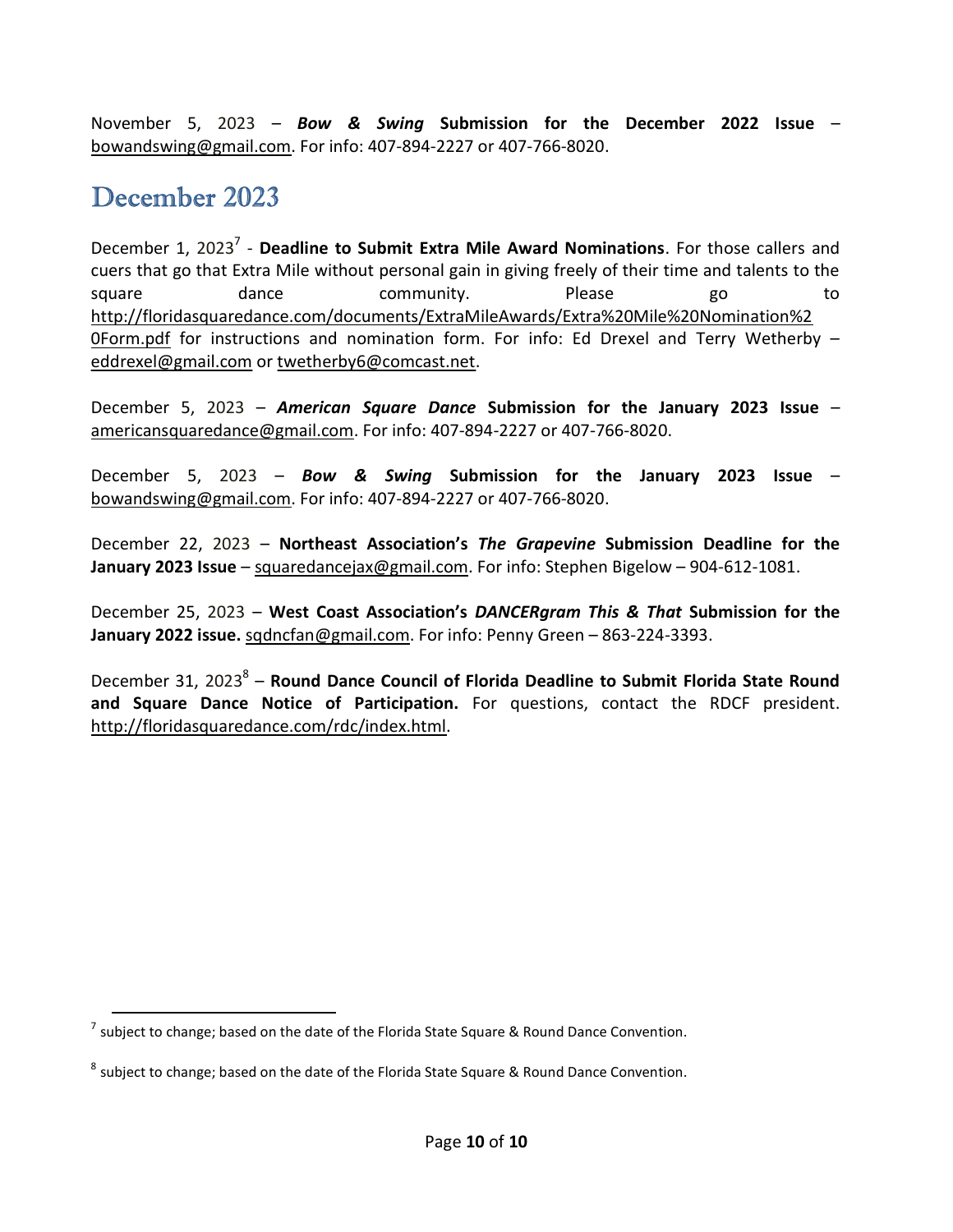November 5, 2023 – ***Bow & Swing* Submission for the December 2022 Issue** – bowandswing@gmail.com. For info: 407-894-2227 or 407-766-8020.

## December 2023

December 1, 2023[7] - **Deadline to Submit Extra Mile Award Nominations**. For those callers and cuers that go that Extra Mile without personal gain in giving freely of their time and talents to the square dance community. Please go to http://floridasquaredance.com/documents/ExtraMileAwards/Extra%20Mile%20Nomination%20Form.pdf for instructions and nomination form. For info: Ed Drexel and Terry Wetherby – eddrexel@gmail.com or twetherby6@comcast.net.

December 5, 2023 – ***American Square Dance* Submission for the January 2023 Issue** – americansquaredance@gmail.com. For info: 407-894-2227 or 407-766-8020.

December 5, 2023 – ***Bow & Swing* Submission for the January 2023 Issue** – bowandswing@gmail.com. For info: 407-894-2227 or 407-766-8020.

December 22, 2023 – **Northeast Association's *The Grapevine* Submission Deadline for the January 2023 Issue** – squaredancejax@gmail.com. For info: Stephen Bigelow – 904-612-1081.

December 25, 2023 – **West Coast Association's *DANCERgram This & That* Submission for the January 2022 issue.** sqdncfan@gmail.com. For info: Penny Green – 863-224-3393.

December 31, 2023[8] – **Round Dance Council of Florida Deadline to Submit Florida State Round and Square Dance Notice of Participation.** For questions, contact the RDCF president. http://floridasquaredance.com/rdc/index.html.

---

[7] subject to change; based on the date of the Florida State Square & Round Dance Convention.

[8] subject to change; based on the date of the Florida State Square & Round Dance Convention.